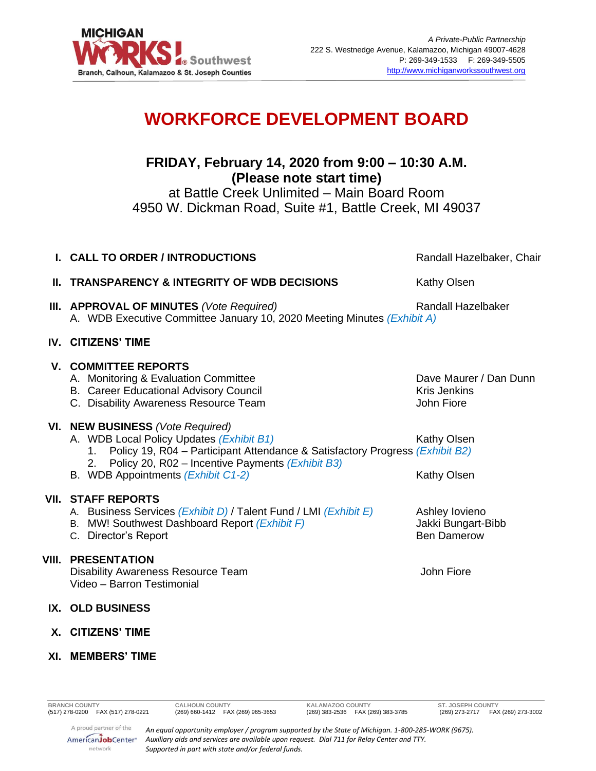MICHIGAN WORKS! Southwest
Branch, Calhoun, Kalamazoo & St. Joseph Counties

*A Private-Public Partnership*
222 S. Westnedge Avenue, Kalamazoo, Michigan 49007-4628
P: 269-349-1533 F: 269-349-5505
http://www.michiganworkssouthwest.org

# WORKFORCE DEVELOPMENT BOARD

## FRIDAY, February 14, 2020 from 9:00 – 10:30 A.M. (Please note start time)

at Battle Creek Unlimited – Main Board Room
4950 W. Dickman Road, Suite #1, Battle Creek, MI 49037

**I. CALL TO ORDER / INTRODUCTIONS** — Randall Hazelbaker, Chair

**II. TRANSPARENCY & INTEGRITY OF WDB DECISIONS** — Kathy Olsen

**III. APPROVAL OF MINUTES** *(Vote Required)* — Randall Hazelbaker

A. WDB Executive Committee January 10, 2020 Meeting Minutes *(Exhibit A)*

**IV. CITIZENS' TIME**

**V. COMMITTEE REPORTS**

A. Monitoring & Evaluation Committee — Dave Maurer / Dan Dunn
B. Career Educational Advisory Council — Kris Jenkins
C. Disability Awareness Resource Team — John Fiore

**VI. NEW BUSINESS** *(Vote Required)*

A. WDB Local Policy Updates *(Exhibit B1)* — Kathy Olsen
   1. Policy 19, R04 – Participant Attendance & Satisfactory Progress *(Exhibit B2)*
   2. Policy 20, R02 – Incentive Payments *(Exhibit B3)*
B. WDB Appointments *(Exhibit C1-2)* — Kathy Olsen

**VII. STAFF REPORTS**

A. Business Services *(Exhibit D)* / Talent Fund / LMI *(Exhibit E)* — Ashley Iovieno
B. MW! Southwest Dashboard Report *(Exhibit F)* — Jakki Bungart-Bibb
C. Director's Report — Ben Damerow

**VIII. PRESENTATION**

Disability Awareness Resource Team — John Fiore
Video – Barron Testimonial

**IX. OLD BUSINESS**

**X. CITIZENS' TIME**

**XI. MEMBERS' TIME**

| BRANCH COUNTY | CALHOUN COUNTY | KALAMAZOO COUNTY | ST. JOSEPH COUNTY |
|---|---|---|---|
| (517) 278-0200 FAX (517) 278-0221 | (269) 660-1412 FAX (269) 965-3653 | (269) 383-2536 FAX (269) 383-3785 | (269) 273-2717 FAX (269) 273-3002 |

A proud partner of the AmericanJobCenter network

*An equal opportunity employer / program supported by the State of Michigan. 1-800-285-WORK (9675). Auxiliary aids and services are available upon request. Dial 711 for Relay Center and TTY. Supported in part with state and/or federal funds.*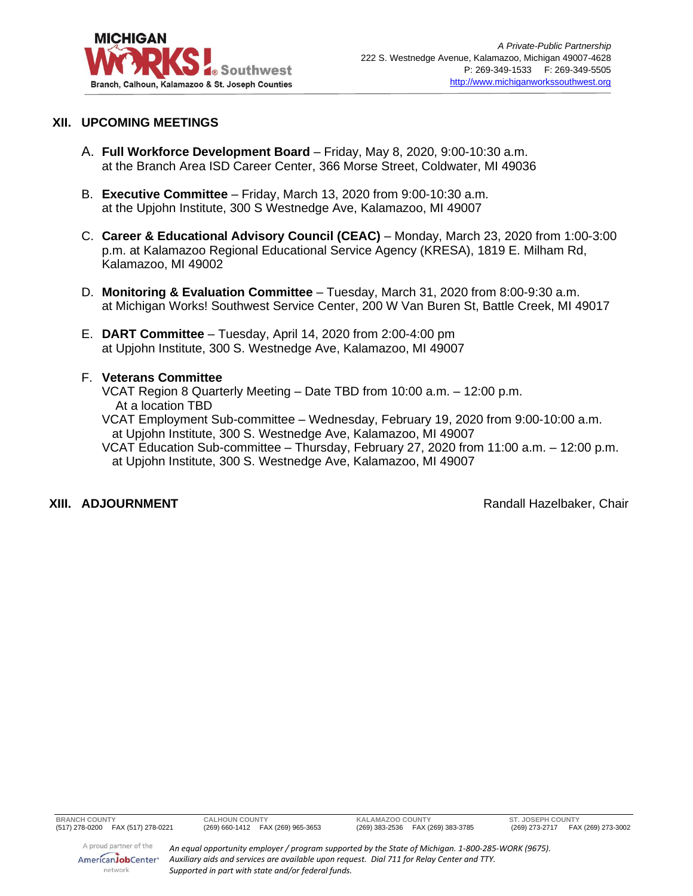## XII. UPCOMING MEETINGS

A. **Full Workforce Development Board** – Friday, May 8, 2020, 9:00-10:30 a.m. at the Branch Area ISD Career Center, 366 Morse Street, Coldwater, MI 49036

B. **Executive Committee** – Friday, March 13, 2020 from 9:00-10:30 a.m. at the Upjohn Institute, 300 S Westnedge Ave, Kalamazoo, MI 49007

C. **Career & Educational Advisory Council (CEAC)** – Monday, March 23, 2020 from 1:00-3:00 p.m. at Kalamazoo Regional Educational Service Agency (KRESA), 1819 E. Milham Rd, Kalamazoo, MI 49002

D. **Monitoring & Evaluation Committee** – Tuesday, March 31, 2020 from 8:00-9:30 a.m. at Michigan Works! Southwest Service Center, 200 W Van Buren St, Battle Creek, MI 49017

E. **DART Committee** – Tuesday, April 14, 2020 from 2:00-4:00 pm at Upjohn Institute, 300 S. Westnedge Ave, Kalamazoo, MI 49007

F. **Veterans Committee**
VCAT Region 8 Quarterly Meeting – Date TBD from 10:00 a.m. – 12:00 p.m. At a location TBD
VCAT Employment Sub-committee – Wednesday, February 19, 2020 from 9:00-10:00 a.m. at Upjohn Institute, 300 S. Westnedge Ave, Kalamazoo, MI 49007
VCAT Education Sub-committee – Thursday, February 27, 2020 from 11:00 a.m. – 12:00 p.m. at Upjohn Institute, 300 S. Westnedge Ave, Kalamazoo, MI 49007

## XIII. ADJOURNMENT

Randall Hazelbaker, Chair